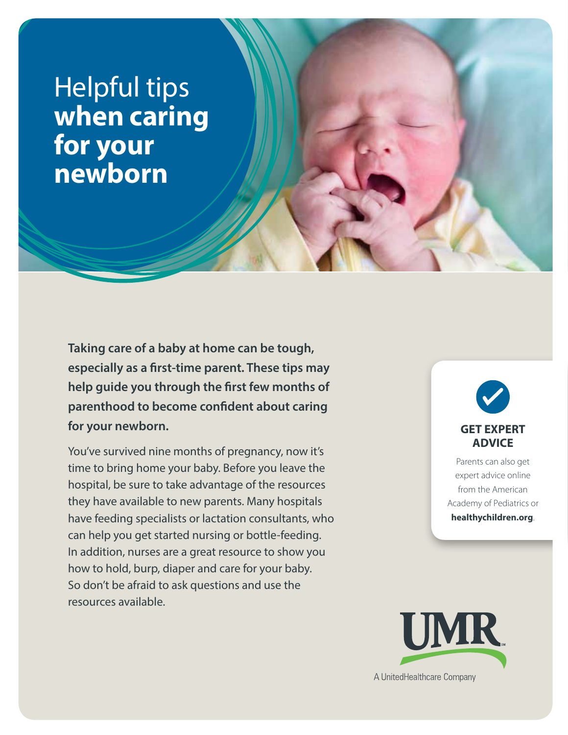# Helpful tips **when caring for your newborn**

**Taking care of a baby at home can be tough, especially as a first-time parent. These tips may help guide you through the first few months of parenthood to become confident about caring for your newborn.**

You've survived nine months of pregnancy, now it's time to bring home your baby. Before you leave the hospital, be sure to take advantage of the resources they have available to new parents. Many hospitals have feeding specialists or lactation consultants, who can help you get started nursing or bottle-feeding. In addition, nurses are a great resource to show you how to hold, burp, diaper and care for your baby. So don't be afraid to ask questions and use the resources available.

**GET EXPERT ADVICE**

Parents can also get expert advice online from the American Academy of Pediatrics or **healthychildren.org**.

UMR

A UnitedHealthcare Company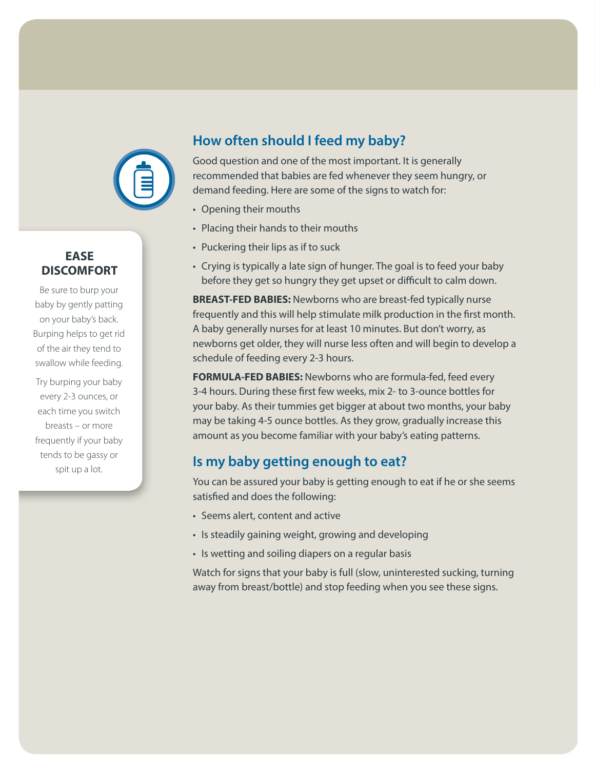## How often should I feed my baby?

Good question and one of the most important. It is generally recommended that babies are fed whenever they seem hungry, or demand feeding. Here are some of the signs to watch for:

- Opening their mouths
- Placing their hands to their mouths
- Puckering their lips as if to suck
- Crying is typically a late sign of hunger. The goal is to feed your baby before they get so hungry they get upset or difficult to calm down.

**BREAST-FED BABIES:** Newborns who are breast-fed typically nurse frequently and this will help stimulate milk production in the first month. A baby generally nurses for at least 10 minutes. But don't worry, as newborns get older, they will nurse less often and will begin to develop a schedule of feeding every 2-3 hours.

**FORMULA-FED BABIES:** Newborns who are formula-fed, feed every 3-4 hours. During these first few weeks, mix 2- to 3-ounce bottles for your baby. As their tummies get bigger at about two months, your baby may be taking 4-5 ounce bottles. As they grow, gradually increase this amount as you become familiar with your baby's eating patterns.

### EASE DISCOMFORT

Be sure to burp your baby by gently patting on your baby's back. Burping helps to get rid of the air they tend to swallow while feeding.

Try burping your baby every 2-3 ounces, or each time you switch breasts – or more frequently if your baby tends to be gassy or spit up a lot.

## Is my baby getting enough to eat?

You can be assured your baby is getting enough to eat if he or she seems satisfied and does the following:

- Seems alert, content and active
- Is steadily gaining weight, growing and developing
- Is wetting and soiling diapers on a regular basis

Watch for signs that your baby is full (slow, uninterested sucking, turning away from breast/bottle) and stop feeding when you see these signs.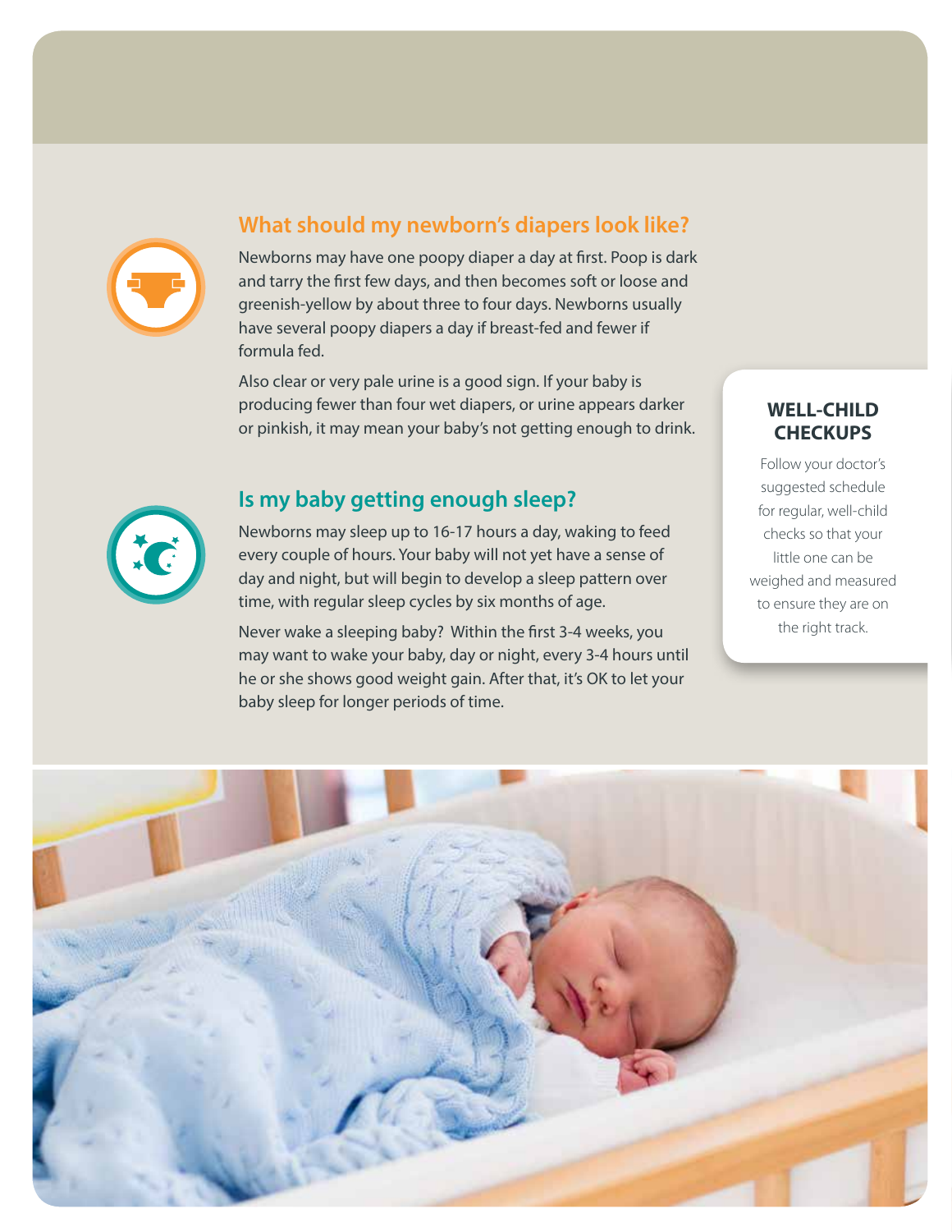## What should my newborn's diapers look like?

Newborns may have one poopy diaper a day at first. Poop is dark and tarry the first few days, and then becomes soft or loose and greenish-yellow by about three to four days. Newborns usually have several poopy diapers a day if breast-fed and fewer if formula fed.

Also clear or very pale urine is a good sign. If your baby is producing fewer than four wet diapers, or urine appears darker or pinkish, it may mean your baby's not getting enough to drink.

## Is my baby getting enough sleep?

Newborns may sleep up to 16-17 hours a day, waking to feed every couple of hours. Your baby will not yet have a sense of day and night, but will begin to develop a sleep pattern over time, with regular sleep cycles by six months of age.

Never wake a sleeping baby? Within the first 3-4 weeks, you may want to wake your baby, day or night, every 3-4 hours until he or she shows good weight gain. After that, it's OK to let your baby sleep for longer periods of time.

### WELL-CHILD CHECKUPS

Follow your doctor's suggested schedule for regular, well-child checks so that your little one can be weighed and measured to ensure they are on the right track.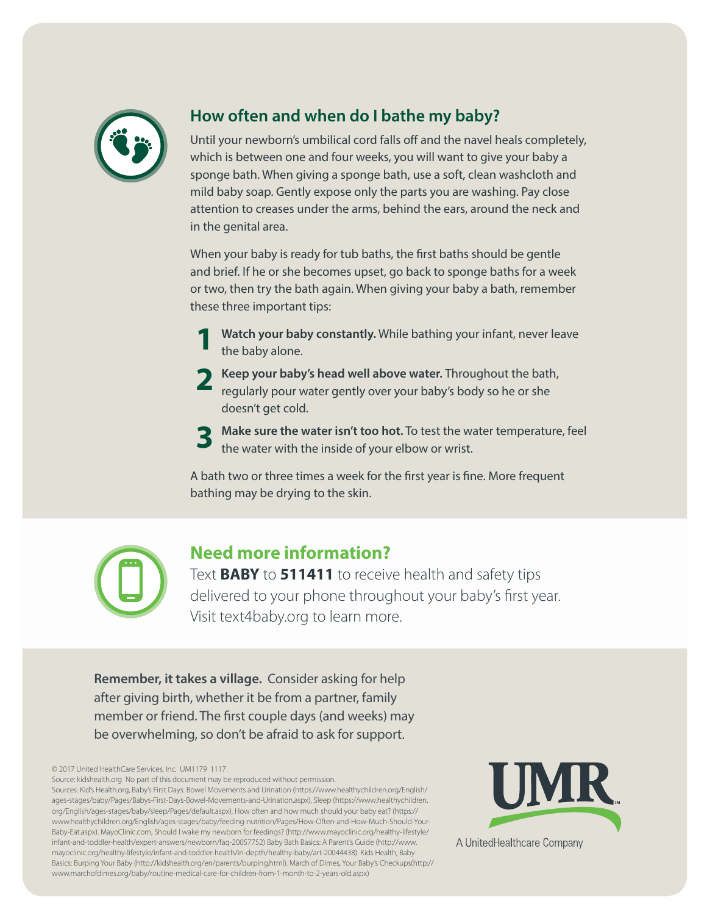## How often and when do I bathe my baby?

Until your newborn's umbilical cord falls off and the navel heals completely, which is between one and four weeks, you will want to give your baby a sponge bath. When giving a sponge bath, use a soft, clean washcloth and mild baby soap. Gently expose only the parts you are washing. Pay close attention to creases under the arms, behind the ears, around the neck and in the genital area.

When your baby is ready for tub baths, the first baths should be gentle and brief. If he or she becomes upset, go back to sponge baths for a week or two, then try the bath again. When giving your baby a bath, remember these three important tips:

1. **Watch your baby constantly.** While bathing your infant, never leave the baby alone.
2. **Keep your baby's head well above water.** Throughout the bath, regularly pour water gently over your baby's body so he or she doesn't get cold.
3. **Make sure the water isn't too hot.** To test the water temperature, feel the water with the inside of your elbow or wrist.

A bath two or three times a week for the first year is fine. More frequent bathing may be drying to the skin.

## Need more information?

Text **BABY** to **511411** to receive health and safety tips delivered to your phone throughout your baby's first year. Visit text4baby.org to learn more.

**Remember, it takes a village.** Consider asking for help after giving birth, whether it be from a partner, family member or friend. The first couple days (and weeks) may be overwhelming, so don't be afraid to ask for support.

© 2017 United HealthCare Services, Inc. UM1179 1117
Source: kidshealth.org No part of this document may be reproduced without permission.
Sources: Kid's Health.org, Baby's First Days: Bowel Movements and Urination (https://www.healthychildren.org/English/ages-stages/baby/Pages/Babys-First-Days-Bowel-Movements-and-Urination.aspx), Sleep (https://www.healthychildren.org/English/ages-stages/baby/sleep/Pages/default.aspx), How often and how much should your baby eat? (https://www.healthychildren.org/English/ages-stages/baby/feeding-nutrition/Pages/How-Often-and-How-Much-Should-Your-Baby-Eat.aspx). MayoClinic.com, Should I wake my newborn for feedings? (http://www.mayoclinic.org/healthy-lifestyle/infant-and-toddler-health/expert-answers/newborn/faq-20057752) Baby Bath Basics: A Parent's Guide (http://www.mayoclinic.org/healthy-lifestyle/infant-and-toddler-health/in-depth/healthy-baby/art-20044438). Kids Health, Baby Basics: Burping Your Baby (http://kidshealth.org/en/parents/burping.html). March of Dimes, Your Baby's Checkups(http://www.marchofdimes.org/baby/routine-medical-care-for-children-from-1-month-to-2-years-old.aspx)

UMR
A UnitedHealthcare Company